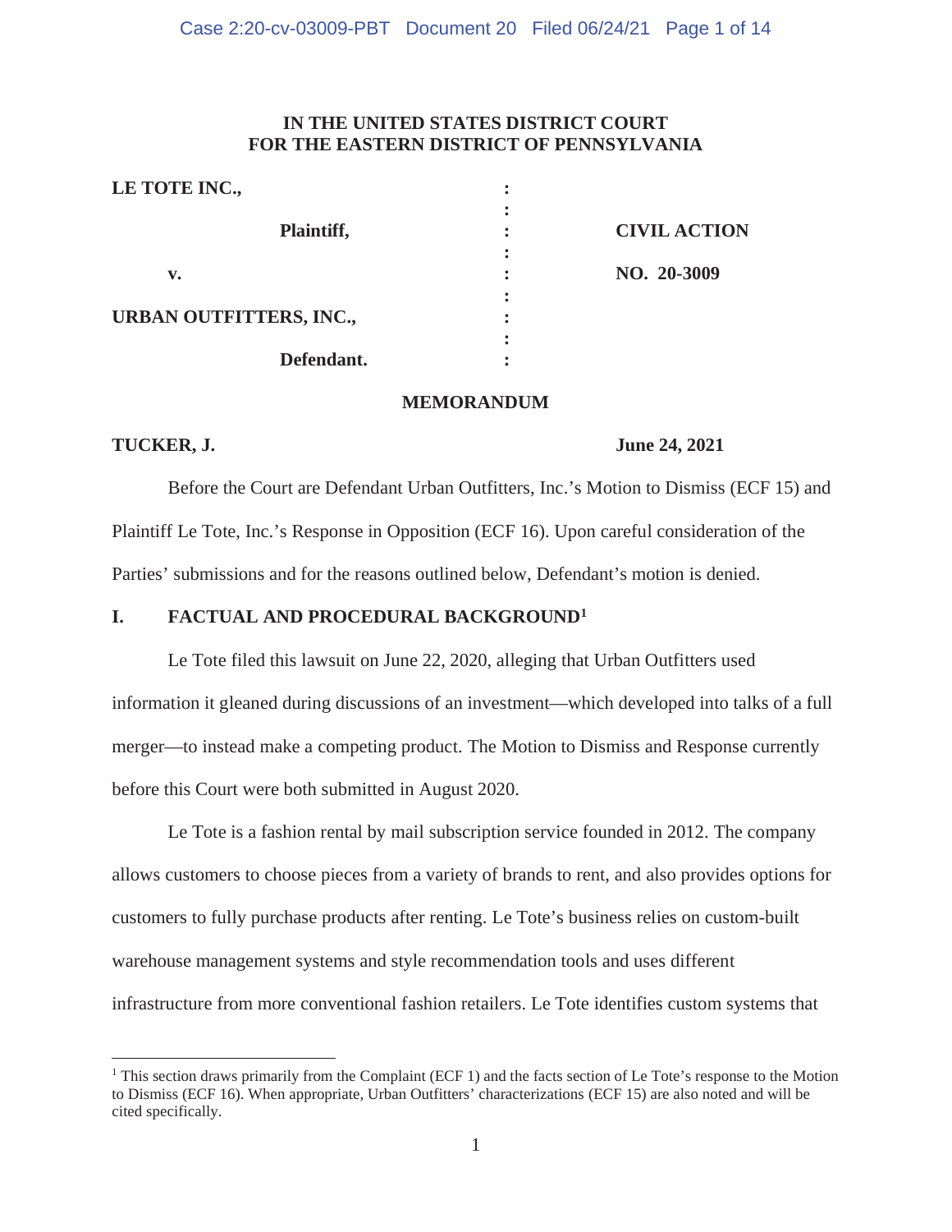# IN THE UNITED STATES DISTRICT COURT FOR THE EASTERN DISTRICT OF PENNSYLVANIA

| | | |
|---|---|---|
| **LE TOTE INC.,** | : | |
| | : | |
| **Plaintiff,** | : | **CIVIL ACTION** |
| | : | |
| **v.** | : | **NO. 20-3009** |
| | : | |
| **URBAN OUTFITTERS, INC.,** | : | |
| | : | |
| **Defendant.** | : | |

## MEMORANDUM

**TUCKER, J.** **June 24, 2021**

Before the Court are Defendant Urban Outfitters, Inc.'s Motion to Dismiss (ECF 15) and Plaintiff Le Tote, Inc.'s Response in Opposition (ECF 16). Upon careful consideration of the Parties' submissions and for the reasons outlined below, Defendant's motion is denied.

## I. FACTUAL AND PROCEDURAL BACKGROUND[1]

Le Tote filed this lawsuit on June 22, 2020, alleging that Urban Outfitters used information it gleaned during discussions of an investment—which developed into talks of a full merger—to instead make a competing product. The Motion to Dismiss and Response currently before this Court were both submitted in August 2020.

Le Tote is a fashion rental by mail subscription service founded in 2012. The company allows customers to choose pieces from a variety of brands to rent, and also provides options for customers to fully purchase products after renting. Le Tote's business relies on custom-built warehouse management systems and style recommendation tools and uses different infrastructure from more conventional fashion retailers. Le Tote identifies custom systems that

---

[1] This section draws primarily from the Complaint (ECF 1) and the facts section of Le Tote's response to the Motion to Dismiss (ECF 16). When appropriate, Urban Outfitters' characterizations (ECF 15) are also noted and will be cited specifically.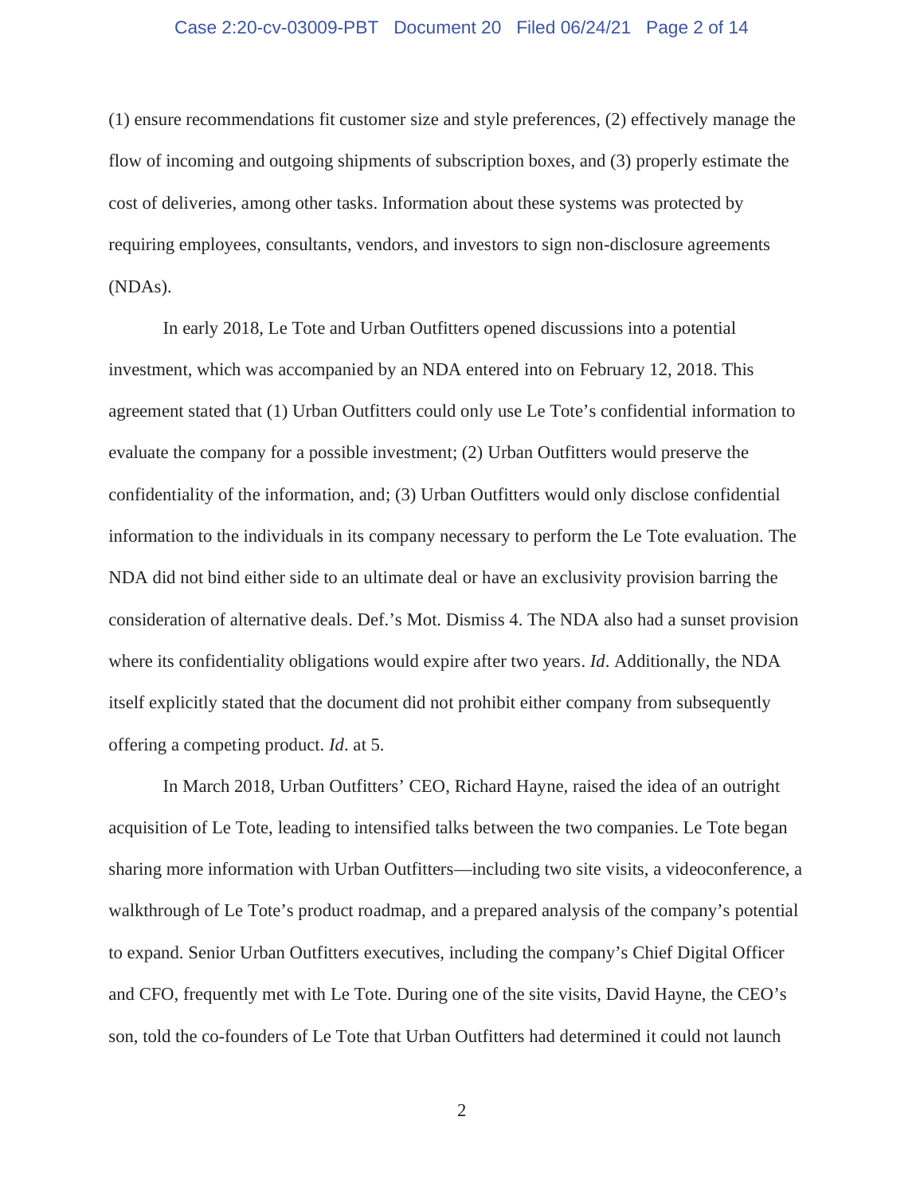(1) ensure recommendations fit customer size and style preferences, (2) effectively manage the flow of incoming and outgoing shipments of subscription boxes, and (3) properly estimate the cost of deliveries, among other tasks. Information about these systems was protected by requiring employees, consultants, vendors, and investors to sign non-disclosure agreements (NDAs).

In early 2018, Le Tote and Urban Outfitters opened discussions into a potential investment, which was accompanied by an NDA entered into on February 12, 2018. This agreement stated that (1) Urban Outfitters could only use Le Tote's confidential information to evaluate the company for a possible investment; (2) Urban Outfitters would preserve the confidentiality of the information, and; (3) Urban Outfitters would only disclose confidential information to the individuals in its company necessary to perform the Le Tote evaluation. The NDA did not bind either side to an ultimate deal or have an exclusivity provision barring the consideration of alternative deals. Def.'s Mot. Dismiss 4. The NDA also had a sunset provision where its confidentiality obligations would expire after two years. *Id*. Additionally, the NDA itself explicitly stated that the document did not prohibit either company from subsequently offering a competing product. *Id*. at 5.

In March 2018, Urban Outfitters' CEO, Richard Hayne, raised the idea of an outright acquisition of Le Tote, leading to intensified talks between the two companies. Le Tote began sharing more information with Urban Outfitters—including two site visits, a videoconference, a walkthrough of Le Tote's product roadmap, and a prepared analysis of the company's potential to expand. Senior Urban Outfitters executives, including the company's Chief Digital Officer and CFO, frequently met with Le Tote. During one of the site visits, David Hayne, the CEO's son, told the co-founders of Le Tote that Urban Outfitters had determined it could not launch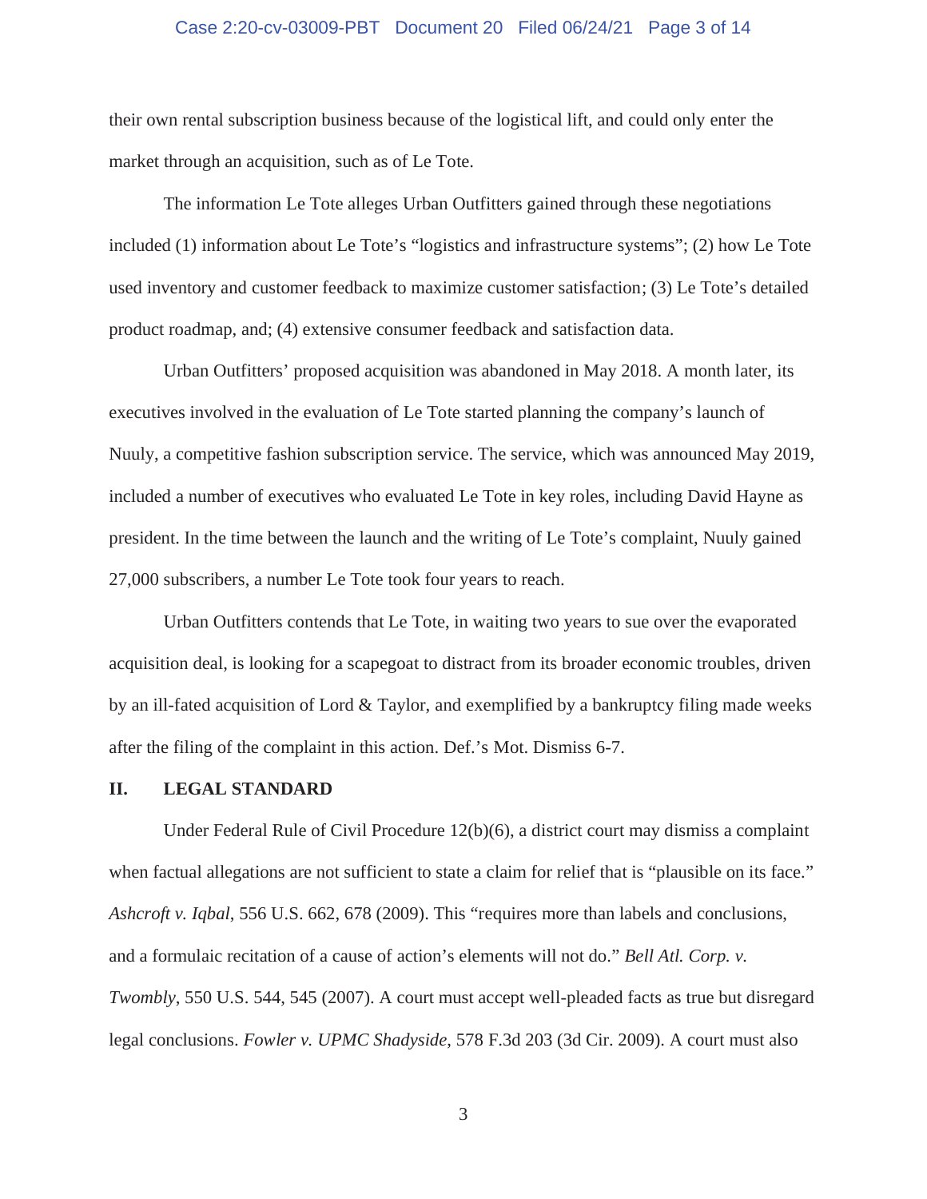their own rental subscription business because of the logistical lift, and could only enter the market through an acquisition, such as of Le Tote.

The information Le Tote alleges Urban Outfitters gained through these negotiations included (1) information about Le Tote's "logistics and infrastructure systems"; (2) how Le Tote used inventory and customer feedback to maximize customer satisfaction; (3) Le Tote's detailed product roadmap, and; (4) extensive consumer feedback and satisfaction data.

Urban Outfitters' proposed acquisition was abandoned in May 2018. A month later, its executives involved in the evaluation of Le Tote started planning the company's launch of Nuuly, a competitive fashion subscription service. The service, which was announced May 2019, included a number of executives who evaluated Le Tote in key roles, including David Hayne as president. In the time between the launch and the writing of Le Tote's complaint, Nuuly gained 27,000 subscribers, a number Le Tote took four years to reach.

Urban Outfitters contends that Le Tote, in waiting two years to sue over the evaporated acquisition deal, is looking for a scapegoat to distract from its broader economic troubles, driven by an ill-fated acquisition of Lord & Taylor, and exemplified by a bankruptcy filing made weeks after the filing of the complaint in this action. Def.'s Mot. Dismiss 6-7.

## II. LEGAL STANDARD

Under Federal Rule of Civil Procedure 12(b)(6), a district court may dismiss a complaint when factual allegations are not sufficient to state a claim for relief that is "plausible on its face." *Ashcroft v. Iqbal*, 556 U.S. 662, 678 (2009). This "requires more than labels and conclusions, and a formulaic recitation of a cause of action's elements will not do." *Bell Atl. Corp. v. Twombly*, 550 U.S. 544, 545 (2007). A court must accept well-pleaded facts as true but disregard legal conclusions. *Fowler v. UPMC Shadyside*, 578 F.3d 203 (3d Cir. 2009). A court must also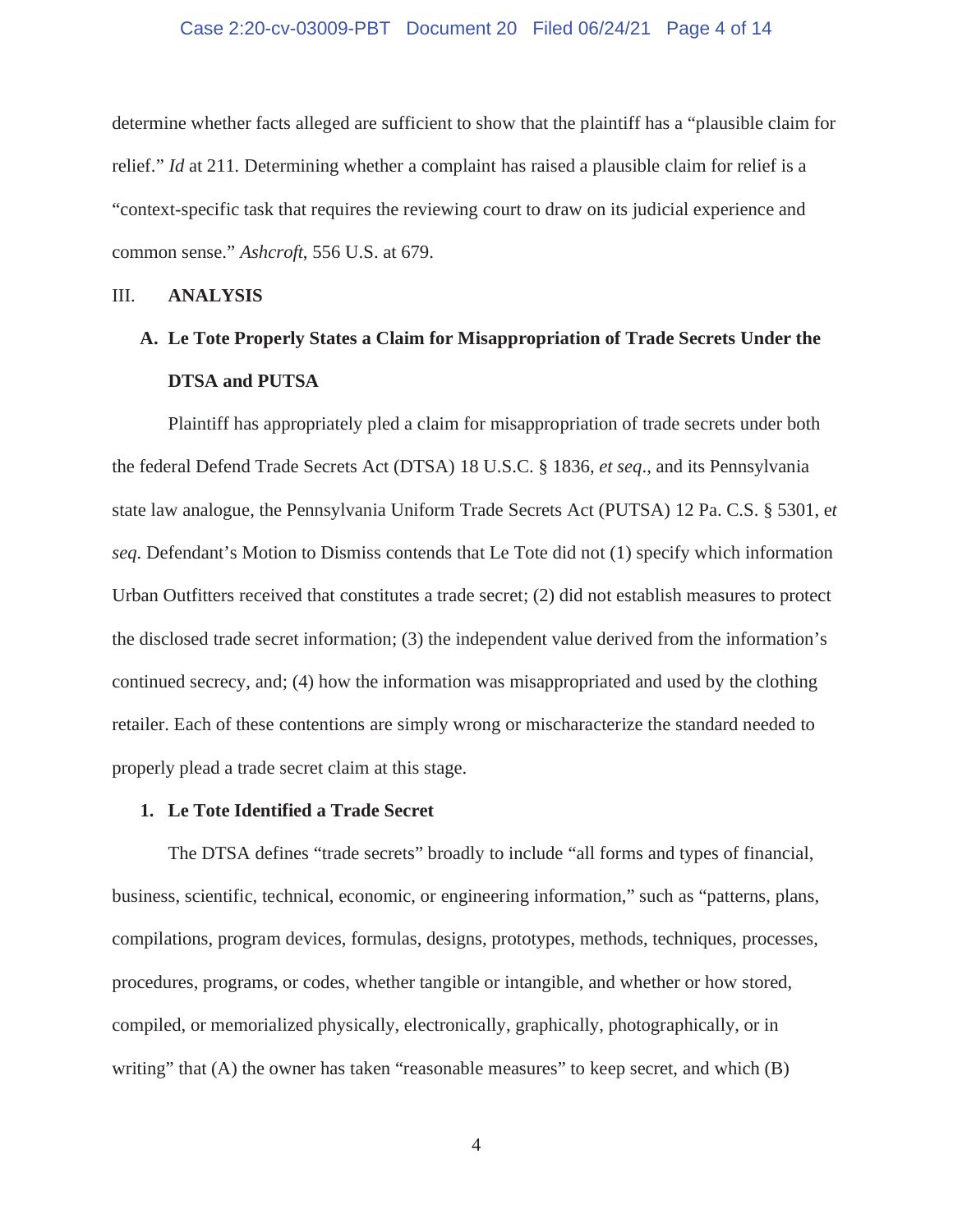determine whether facts alleged are sufficient to show that the plaintiff has a "plausible claim for relief." *Id* at 211. Determining whether a complaint has raised a plausible claim for relief is a "context-specific task that requires the reviewing court to draw on its judicial experience and common sense." *Ashcroft*, 556 U.S. at 679.

## III. ANALYSIS

### A. Le Tote Properly States a Claim for Misappropriation of Trade Secrets Under the DTSA and PUTSA

Plaintiff has appropriately pled a claim for misappropriation of trade secrets under both the federal Defend Trade Secrets Act (DTSA) 18 U.S.C. § 1836, *et seq*., and its Pennsylvania state law analogue, the Pennsylvania Uniform Trade Secrets Act (PUTSA) 12 Pa. C.S. § 5301, e*t seq*. Defendant's Motion to Dismiss contends that Le Tote did not (1) specify which information Urban Outfitters received that constitutes a trade secret; (2) did not establish measures to protect the disclosed trade secret information; (3) the independent value derived from the information's continued secrecy, and; (4) how the information was misappropriated and used by the clothing retailer. Each of these contentions are simply wrong or mischaracterize the standard needed to properly plead a trade secret claim at this stage.

#### 1. Le Tote Identified a Trade Secret

The DTSA defines "trade secrets" broadly to include "all forms and types of financial, business, scientific, technical, economic, or engineering information," such as "patterns, plans, compilations, program devices, formulas, designs, prototypes, methods, techniques, processes, procedures, programs, or codes, whether tangible or intangible, and whether or how stored, compiled, or memorialized physically, electronically, graphically, photographically, or in writing" that (A) the owner has taken "reasonable measures" to keep secret, and which (B)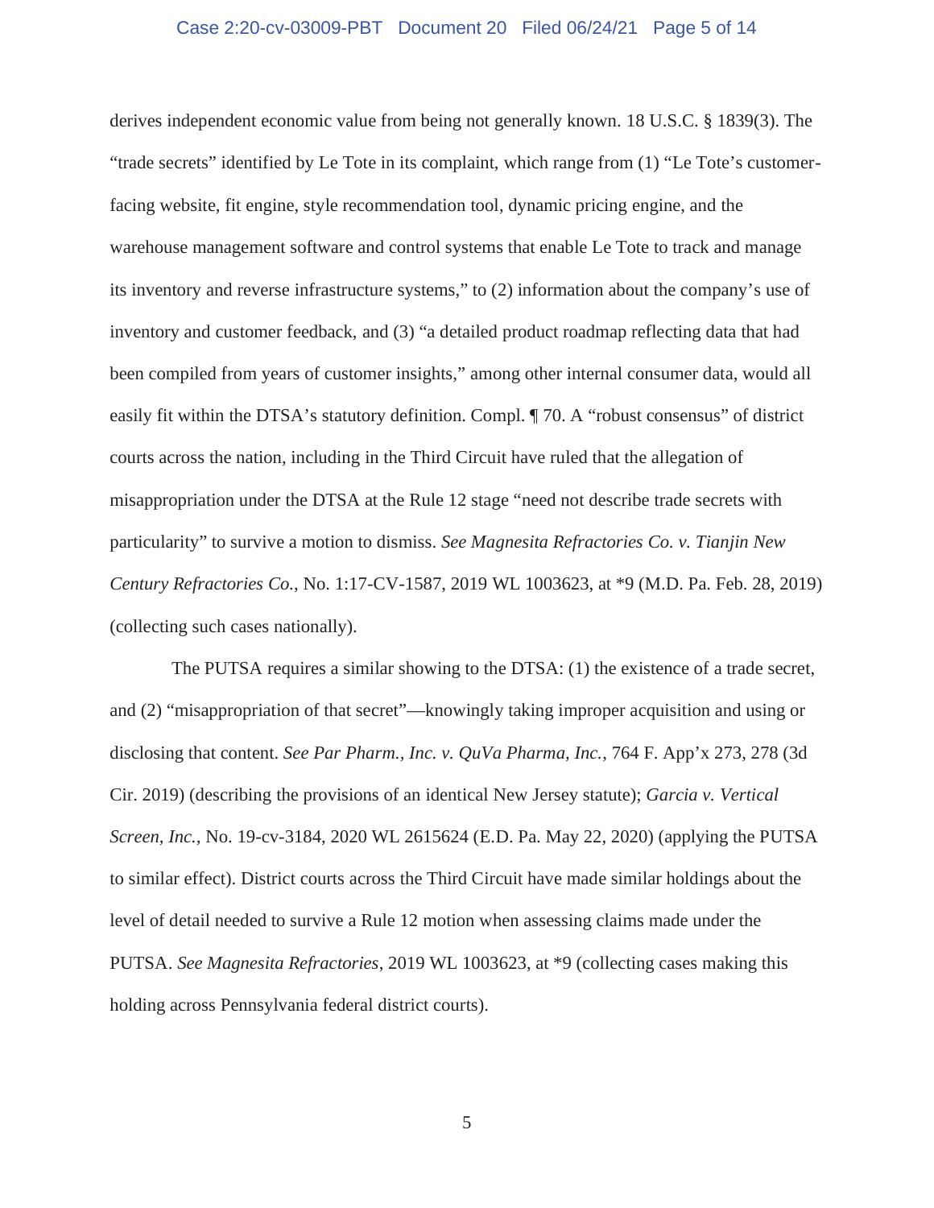derives independent economic value from being not generally known. 18 U.S.C. § 1839(3). The "trade secrets" identified by Le Tote in its complaint, which range from (1) "Le Tote's customer-facing website, fit engine, style recommendation tool, dynamic pricing engine, and the warehouse management software and control systems that enable Le Tote to track and manage its inventory and reverse infrastructure systems," to (2) information about the company's use of inventory and customer feedback, and (3) "a detailed product roadmap reflecting data that had been compiled from years of customer insights," among other internal consumer data, would all easily fit within the DTSA's statutory definition. Compl. ¶ 70. A "robust consensus" of district courts across the nation, including in the Third Circuit have ruled that the allegation of misappropriation under the DTSA at the Rule 12 stage "need not describe trade secrets with particularity" to survive a motion to dismiss. *See Magnesita Refractories Co. v. Tianjin New Century Refractories Co.*, No. 1:17-CV-1587, 2019 WL 1003623, at *9 (M.D. Pa. Feb. 28, 2019) (collecting such cases nationally).

The PUTSA requires a similar showing to the DTSA: (1) the existence of a trade secret, and (2) "misappropriation of that secret"—knowingly taking improper acquisition and using or disclosing that content. *See Par Pharm., Inc. v. QuVa Pharma, Inc.*, 764 F. App'x 273, 278 (3d Cir. 2019) (describing the provisions of an identical New Jersey statute); *Garcia v. Vertical Screen, Inc.*, No. 19-cv-3184, 2020 WL 2615624 (E.D. Pa. May 22, 2020) (applying the PUTSA to similar effect). District courts across the Third Circuit have made similar holdings about the level of detail needed to survive a Rule 12 motion when assessing claims made under the PUTSA. *See Magnesita Refractories*, 2019 WL 1003623, at *9 (collecting cases making this holding across Pennsylvania federal district courts).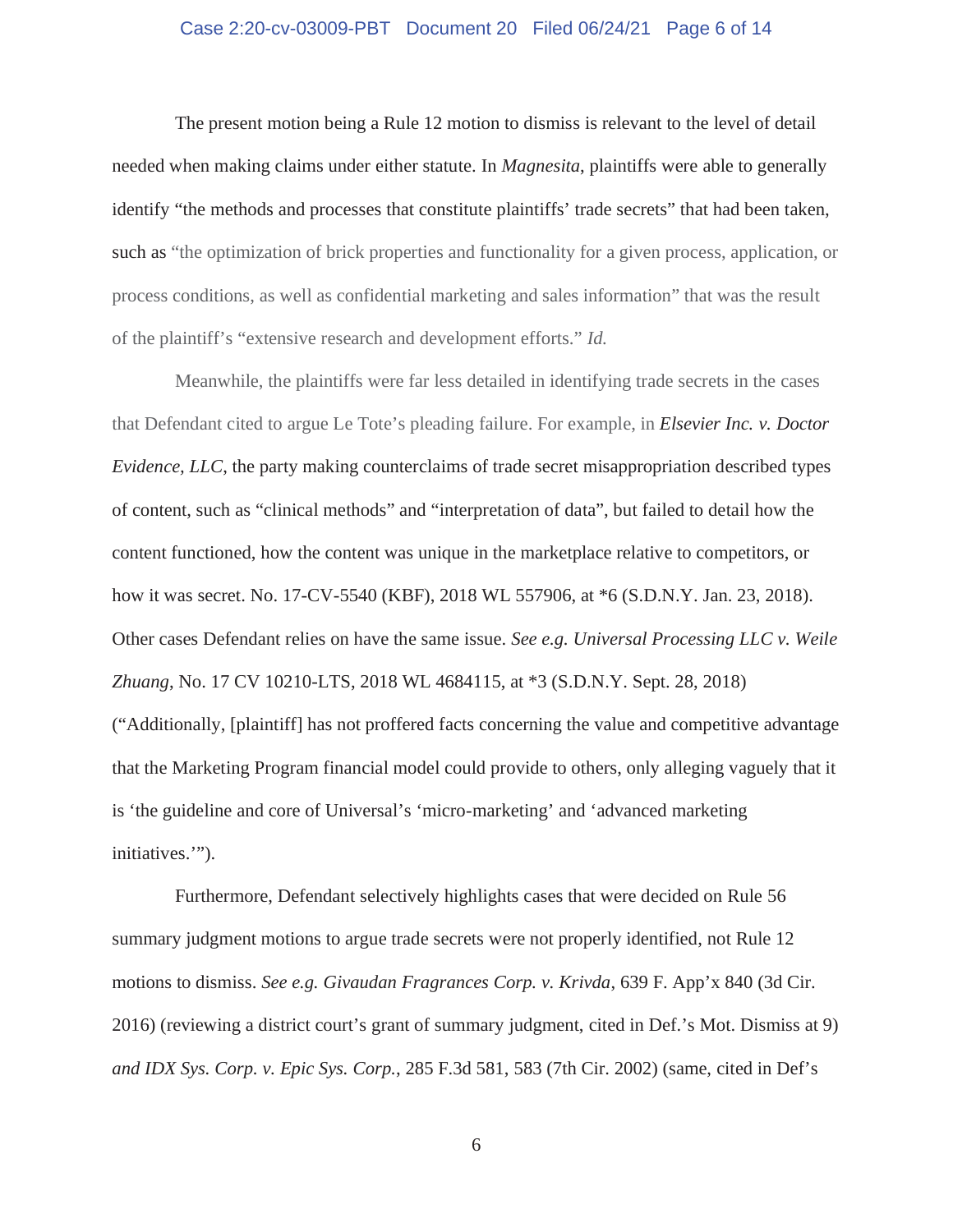The present motion being a Rule 12 motion to dismiss is relevant to the level of detail needed when making claims under either statute. In *Magnesita*, plaintiffs were able to generally identify "the methods and processes that constitute plaintiffs' trade secrets" that had been taken, such as "the optimization of brick properties and functionality for a given process, application, or process conditions, as well as confidential marketing and sales information" that was the result of the plaintiff's "extensive research and development efforts." *Id.*

Meanwhile, the plaintiffs were far less detailed in identifying trade secrets in the cases that Defendant cited to argue Le Tote's pleading failure. For example, in ***Elsevier Inc. v. Doctor Evidence, LLC***, the party making counterclaims of trade secret misappropriation described types of content, such as "clinical methods" and "interpretation of data", but failed to detail how the content functioned, how the content was unique in the marketplace relative to competitors, or how it was secret. No. 17-CV-5540 (KBF), 2018 WL 557906, at *6 (S.D.N.Y. Jan. 23, 2018). Other cases Defendant relies on have the same issue. *See e.g. Universal Processing LLC v. Weile Zhuang*, No. 17 CV 10210-LTS, 2018 WL 4684115, at *3 (S.D.N.Y. Sept. 28, 2018) ("Additionally, [plaintiff] has not proffered facts concerning the value and competitive advantage that the Marketing Program financial model could provide to others, only alleging vaguely that it is 'the guideline and core of Universal's 'micro-marketing' and 'advanced marketing initiatives.'").

Furthermore, Defendant selectively highlights cases that were decided on Rule 56 summary judgment motions to argue trade secrets were not properly identified, not Rule 12 motions to dismiss. *See e.g. Givaudan Fragrances Corp. v. Krivda*, 639 F. App'x 840 (3d Cir. 2016) (reviewing a district court's grant of summary judgment, cited in Def.'s Mot. Dismiss at 9) *and IDX Sys. Corp. v. Epic Sys. Corp.*, 285 F.3d 581, 583 (7th Cir. 2002) (same, cited in Def's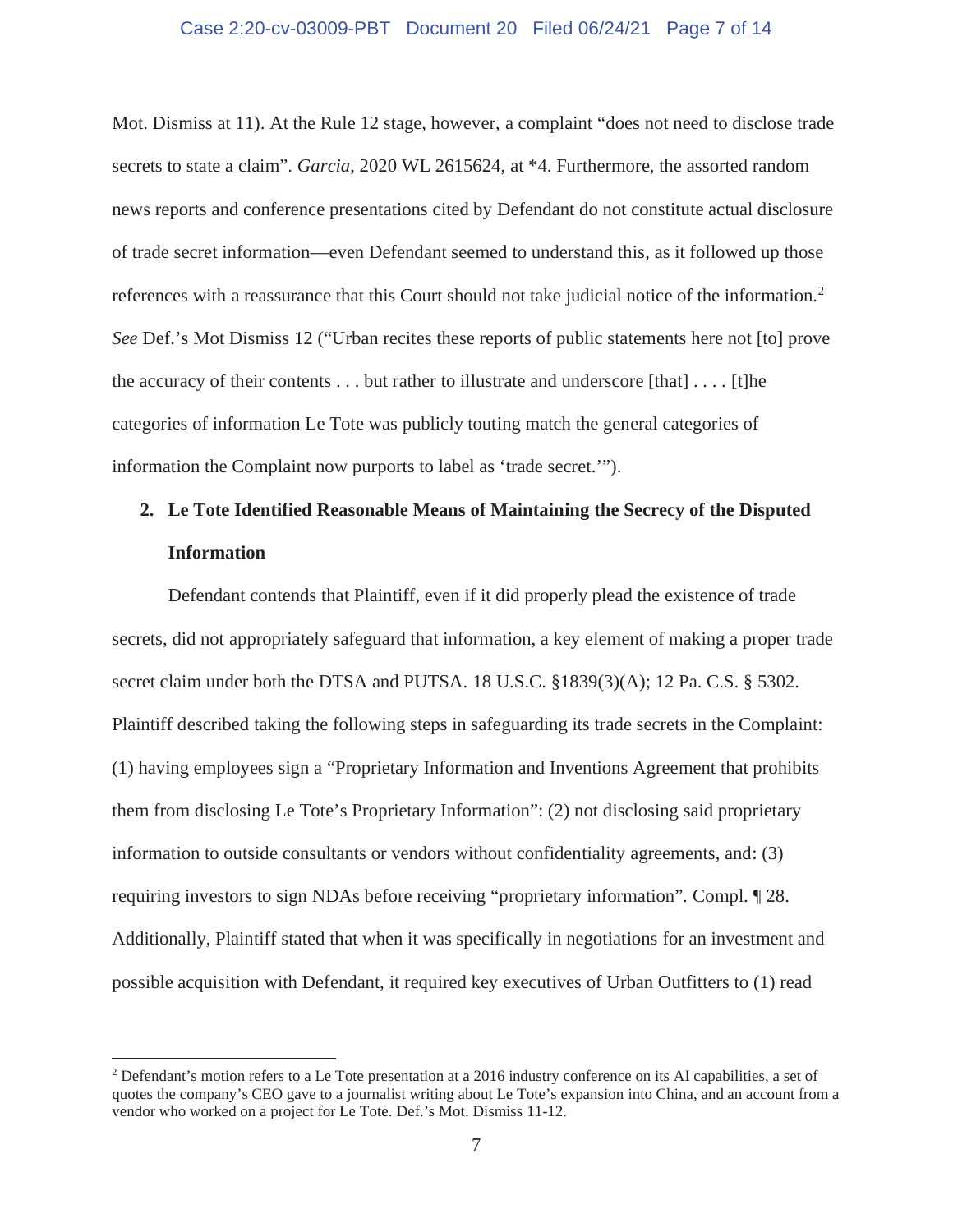Mot. Dismiss at 11). At the Rule 12 stage, however, a complaint "does not need to disclose trade secrets to state a claim". *Garcia*, 2020 WL 2615624, at *4. Furthermore, the assorted random news reports and conference presentations cited by Defendant do not constitute actual disclosure of trade secret information—even Defendant seemed to understand this, as it followed up those references with a reassurance that this Court should not take judicial notice of the information.[2] *See* Def.'s Mot Dismiss 12 ("Urban recites these reports of public statements here not [to] prove the accuracy of their contents . . . but rather to illustrate and underscore [that] . . . . [t]he categories of information Le Tote was publicly touting match the general categories of information the Complaint now purports to label as 'trade secret.'").

**2. Le Tote Identified Reasonable Means of Maintaining the Secrecy of the Disputed Information**

Defendant contends that Plaintiff, even if it did properly plead the existence of trade secrets, did not appropriately safeguard that information, a key element of making a proper trade secret claim under both the DTSA and PUTSA. 18 U.S.C. §1839(3)(A); 12 Pa. C.S. § 5302. Plaintiff described taking the following steps in safeguarding its trade secrets in the Complaint: (1) having employees sign a "Proprietary Information and Inventions Agreement that prohibits them from disclosing Le Tote's Proprietary Information": (2) not disclosing said proprietary information to outside consultants or vendors without confidentiality agreements, and: (3) requiring investors to sign NDAs before receiving "proprietary information". Compl. ¶ 28. Additionally, Plaintiff stated that when it was specifically in negotiations for an investment and possible acquisition with Defendant, it required key executives of Urban Outfitters to (1) read

[2] Defendant's motion refers to a Le Tote presentation at a 2016 industry conference on its AI capabilities, a set of quotes the company's CEO gave to a journalist writing about Le Tote's expansion into China, and an account from a vendor who worked on a project for Le Tote. Def.'s Mot. Dismiss 11-12.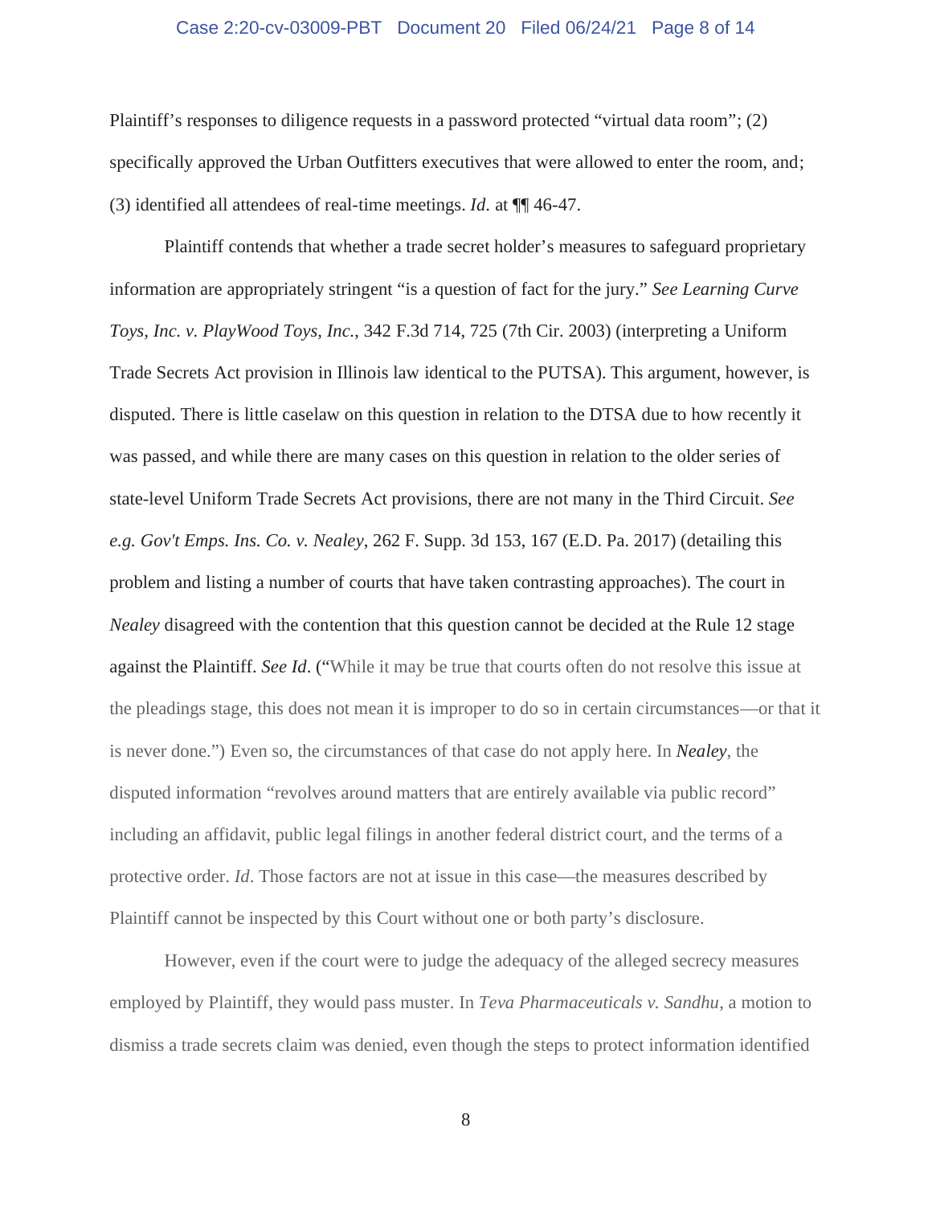Plaintiff's responses to diligence requests in a password protected "virtual data room"; (2) specifically approved the Urban Outfitters executives that were allowed to enter the room, and; (3) identified all attendees of real-time meetings. *Id.* at ¶¶ 46-47.

Plaintiff contends that whether a trade secret holder's measures to safeguard proprietary information are appropriately stringent "is a question of fact for the jury." *See Learning Curve Toys, Inc. v. PlayWood Toys, Inc.*, 342 F.3d 714, 725 (7th Cir. 2003) (interpreting a Uniform Trade Secrets Act provision in Illinois law identical to the PUTSA). This argument, however, is disputed. There is little caselaw on this question in relation to the DTSA due to how recently it was passed, and while there are many cases on this question in relation to the older series of state-level Uniform Trade Secrets Act provisions, there are not many in the Third Circuit. *See e.g. Gov't Emps. Ins. Co. v. Nealey*, 262 F. Supp. 3d 153, 167 (E.D. Pa. 2017) (detailing this problem and listing a number of courts that have taken contrasting approaches). The court in *Nealey* disagreed with the contention that this question cannot be decided at the Rule 12 stage against the Plaintiff. *See Id*. ("While it may be true that courts often do not resolve this issue at the pleadings stage, this does not mean it is improper to do so in certain circumstances—or that it is never done.") Even so, the circumstances of that case do not apply here. In ***Nealey***, the disputed information "revolves around matters that are entirely available via public record" including an affidavit, public legal filings in another federal district court, and the terms of a protective order. *Id*. Those factors are not at issue in this case—the measures described by Plaintiff cannot be inspected by this Court without one or both party's disclosure.

However, even if the court were to judge the adequacy of the alleged secrecy measures employed by Plaintiff, they would pass muster. In *Teva Pharmaceuticals v. Sandhu*, a motion to dismiss a trade secrets claim was denied, even though the steps to protect information identified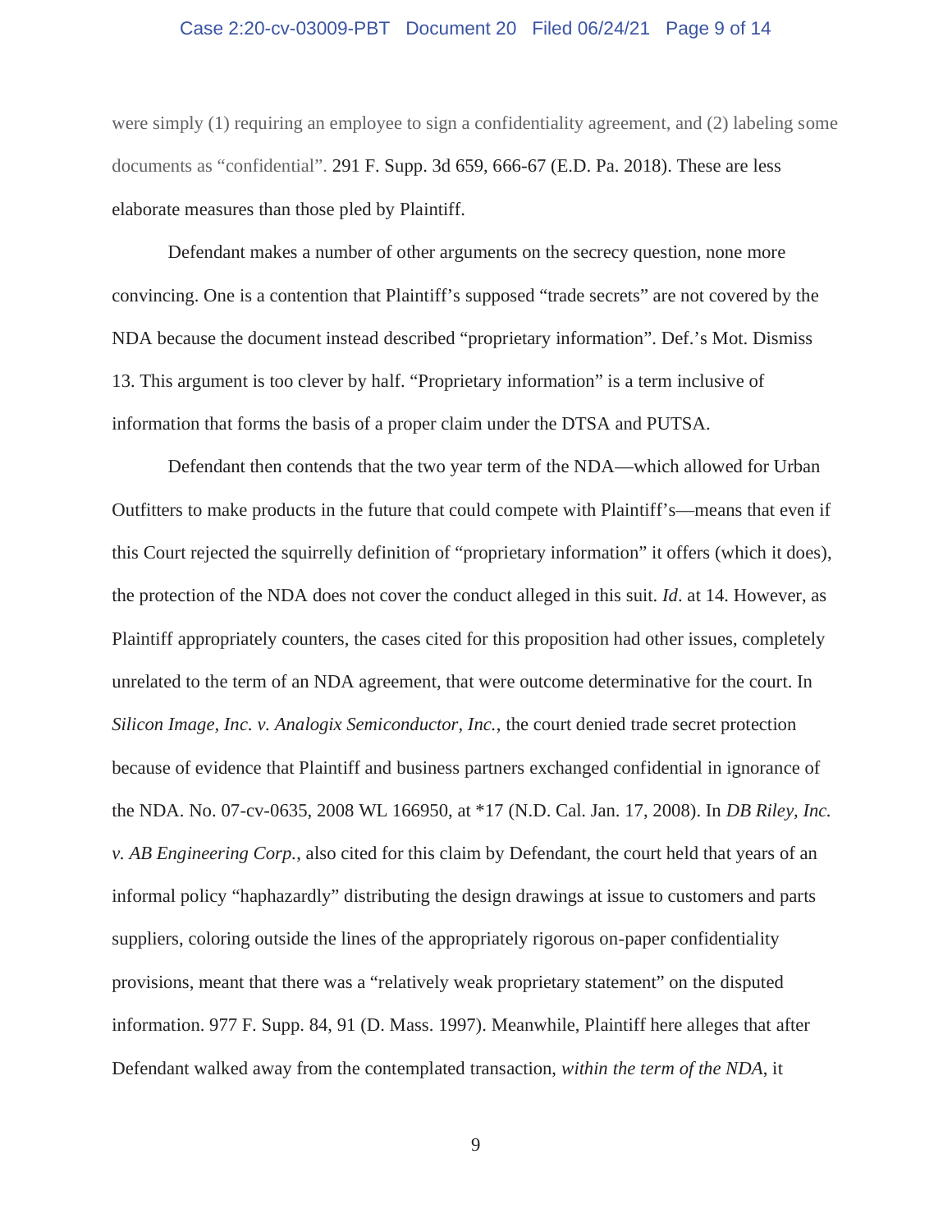were simply (1) requiring an employee to sign a confidentiality agreement, and (2) labeling some documents as "confidential". 291 F. Supp. 3d 659, 666-67 (E.D. Pa. 2018). These are less elaborate measures than those pled by Plaintiff.

Defendant makes a number of other arguments on the secrecy question, none more convincing. One is a contention that Plaintiff's supposed "trade secrets" are not covered by the NDA because the document instead described "proprietary information". Def.'s Mot. Dismiss 13. This argument is too clever by half. "Proprietary information" is a term inclusive of information that forms the basis of a proper claim under the DTSA and PUTSA.

Defendant then contends that the two year term of the NDA—which allowed for Urban Outfitters to make products in the future that could compete with Plaintiff's—means that even if this Court rejected the squirrelly definition of "proprietary information" it offers (which it does), the protection of the NDA does not cover the conduct alleged in this suit. *Id*. at 14. However, as Plaintiff appropriately counters, the cases cited for this proposition had other issues, completely unrelated to the term of an NDA agreement, that were outcome determinative for the court. In *Silicon Image, Inc. v. Analogix Semiconductor, Inc.*, the court denied trade secret protection because of evidence that Plaintiff and business partners exchanged confidential in ignorance of the NDA. No. 07-cv-0635, 2008 WL 166950, at *17 (N.D. Cal. Jan. 17, 2008). In *DB Riley, Inc. v. AB Engineering Corp.*, also cited for this claim by Defendant, the court held that years of an informal policy "haphazardly" distributing the design drawings at issue to customers and parts suppliers, coloring outside the lines of the appropriately rigorous on-paper confidentiality provisions, meant that there was a "relatively weak proprietary statement" on the disputed information. 977 F. Supp. 84, 91 (D. Mass. 1997). Meanwhile, Plaintiff here alleges that after Defendant walked away from the contemplated transaction, *within the term of the NDA*, it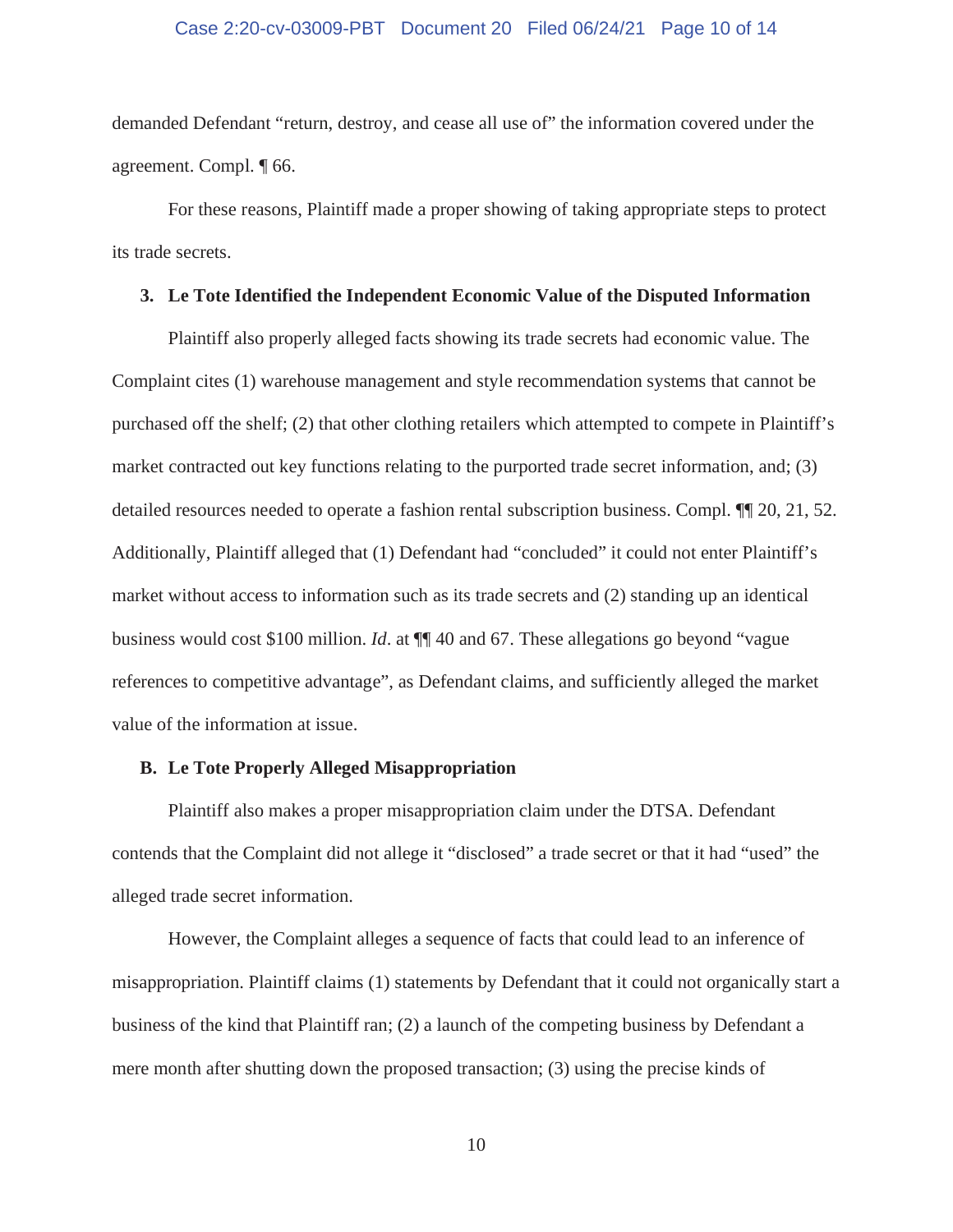demanded Defendant "return, destroy, and cease all use of" the information covered under the agreement. Compl. ¶ 66.

For these reasons, Plaintiff made a proper showing of taking appropriate steps to protect its trade secrets.

### 3. Le Tote Identified the Independent Economic Value of the Disputed Information

Plaintiff also properly alleged facts showing its trade secrets had economic value. The Complaint cites (1) warehouse management and style recommendation systems that cannot be purchased off the shelf; (2) that other clothing retailers which attempted to compete in Plaintiff's market contracted out key functions relating to the purported trade secret information, and; (3) detailed resources needed to operate a fashion rental subscription business. Compl. ¶¶ 20, 21, 52. Additionally, Plaintiff alleged that (1) Defendant had "concluded" it could not enter Plaintiff's market without access to information such as its trade secrets and (2) standing up an identical business would cost $100 million. *Id*. at ¶¶ 40 and 67. These allegations go beyond "vague references to competitive advantage", as Defendant claims, and sufficiently alleged the market value of the information at issue.

### B. Le Tote Properly Alleged Misappropriation

Plaintiff also makes a proper misappropriation claim under the DTSA. Defendant contends that the Complaint did not allege it "disclosed" a trade secret or that it had "used" the alleged trade secret information.

However, the Complaint alleges a sequence of facts that could lead to an inference of misappropriation. Plaintiff claims (1) statements by Defendant that it could not organically start a business of the kind that Plaintiff ran; (2) a launch of the competing business by Defendant a mere month after shutting down the proposed transaction; (3) using the precise kinds of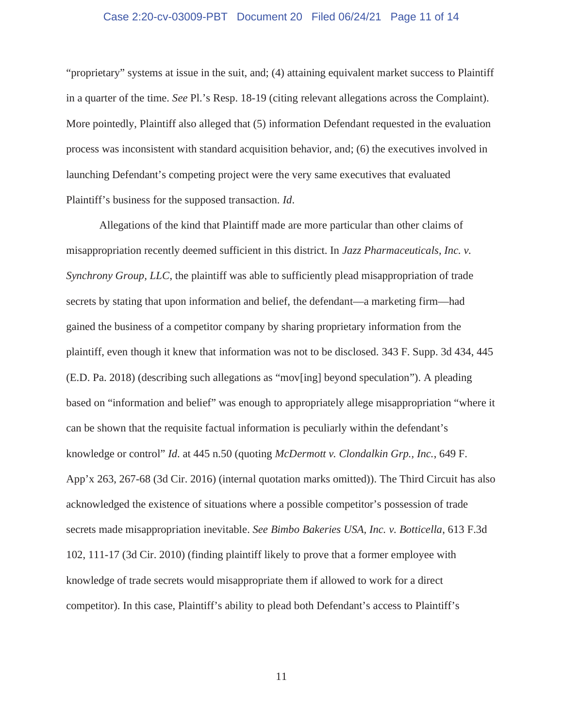"proprietary" systems at issue in the suit, and; (4) attaining equivalent market success to Plaintiff in a quarter of the time. *See* Pl.'s Resp. 18-19 (citing relevant allegations across the Complaint). More pointedly, Plaintiff also alleged that (5) information Defendant requested in the evaluation process was inconsistent with standard acquisition behavior, and; (6) the executives involved in launching Defendant's competing project were the very same executives that evaluated Plaintiff's business for the supposed transaction. *Id*.

Allegations of the kind that Plaintiff made are more particular than other claims of misappropriation recently deemed sufficient in this district. In *Jazz Pharmaceuticals, Inc. v. Synchrony Group, LLC*, the plaintiff was able to sufficiently plead misappropriation of trade secrets by stating that upon information and belief, the defendant—a marketing firm—had gained the business of a competitor company by sharing proprietary information from the plaintiff, even though it knew that information was not to be disclosed. 343 F. Supp. 3d 434, 445 (E.D. Pa. 2018) (describing such allegations as "mov[ing] beyond speculation"). A pleading based on "information and belief" was enough to appropriately allege misappropriation "where it can be shown that the requisite factual information is peculiarly within the defendant's knowledge or control" *Id*. at 445 n.50 (quoting *McDermott v. Clondalkin Grp., Inc.*, 649 F. App'x 263, 267-68 (3d Cir. 2016) (internal quotation marks omitted)). The Third Circuit has also acknowledged the existence of situations where a possible competitor's possession of trade secrets made misappropriation inevitable. *See Bimbo Bakeries USA, Inc. v. Botticella*, 613 F.3d 102, 111-17 (3d Cir. 2010) (finding plaintiff likely to prove that a former employee with knowledge of trade secrets would misappropriate them if allowed to work for a direct competitor). In this case, Plaintiff's ability to plead both Defendant's access to Plaintiff's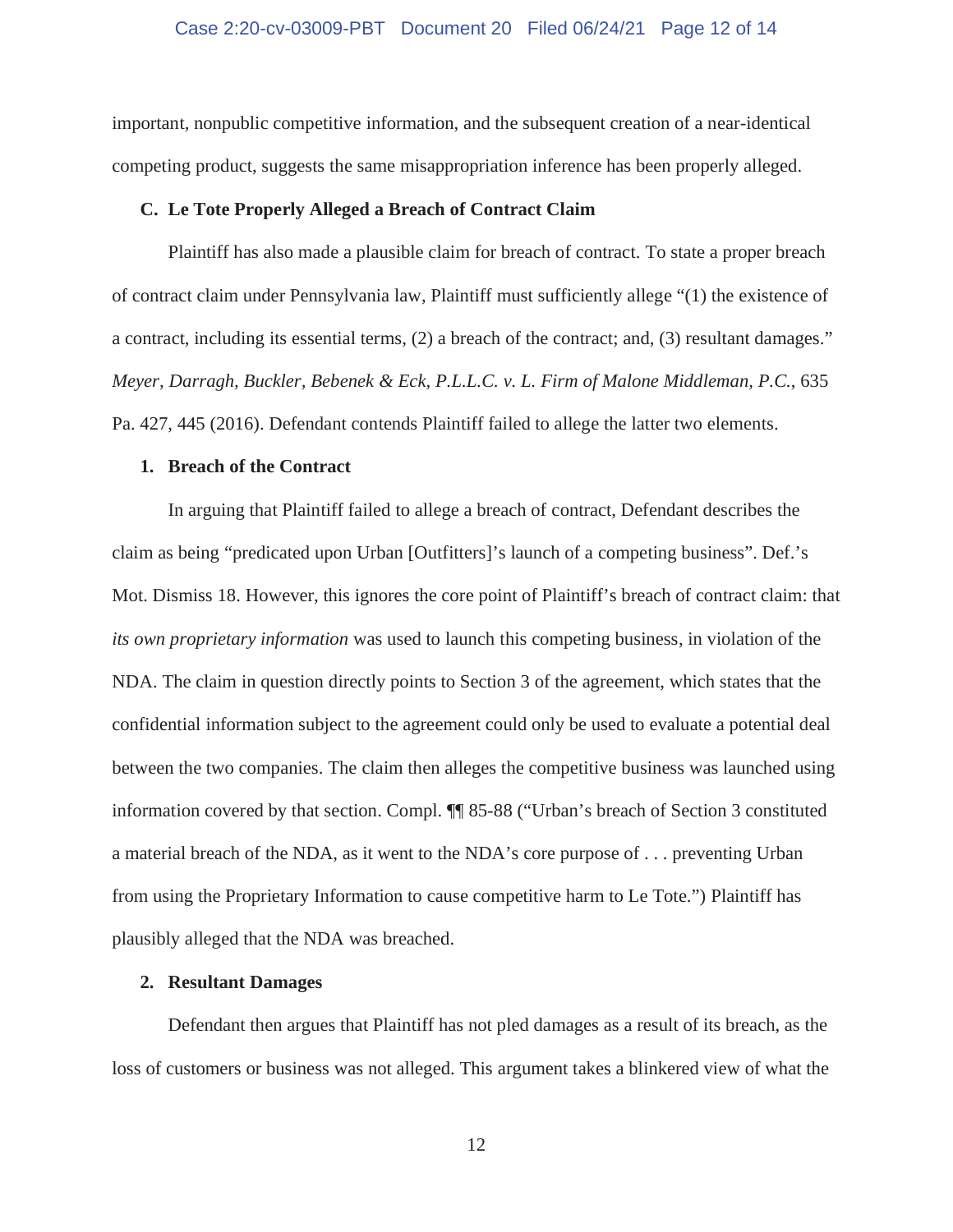important, nonpublic competitive information, and the subsequent creation of a near-identical competing product, suggests the same misappropriation inference has been properly alleged.

### C. Le Tote Properly Alleged a Breach of Contract Claim

Plaintiff has also made a plausible claim for breach of contract. To state a proper breach of contract claim under Pennsylvania law, Plaintiff must sufficiently allege "(1) the existence of a contract, including its essential terms, (2) a breach of the contract; and, (3) resultant damages." *Meyer, Darragh, Buckler, Bebenek & Eck, P.L.L.C. v. L. Firm of Malone Middleman, P.C.*, 635 Pa. 427, 445 (2016). Defendant contends Plaintiff failed to allege the latter two elements.

#### 1. Breach of the Contract

In arguing that Plaintiff failed to allege a breach of contract, Defendant describes the claim as being "predicated upon Urban [Outfitters]'s launch of a competing business". Def.'s Mot. Dismiss 18. However, this ignores the core point of Plaintiff's breach of contract claim: that *its own proprietary information* was used to launch this competing business, in violation of the NDA. The claim in question directly points to Section 3 of the agreement, which states that the confidential information subject to the agreement could only be used to evaluate a potential deal between the two companies. The claim then alleges the competitive business was launched using information covered by that section. Compl. ¶¶ 85-88 ("Urban's breach of Section 3 constituted a material breach of the NDA, as it went to the NDA's core purpose of . . . preventing Urban from using the Proprietary Information to cause competitive harm to Le Tote.") Plaintiff has plausibly alleged that the NDA was breached.

#### 2. Resultant Damages

Defendant then argues that Plaintiff has not pled damages as a result of its breach, as the loss of customers or business was not alleged. This argument takes a blinkered view of what the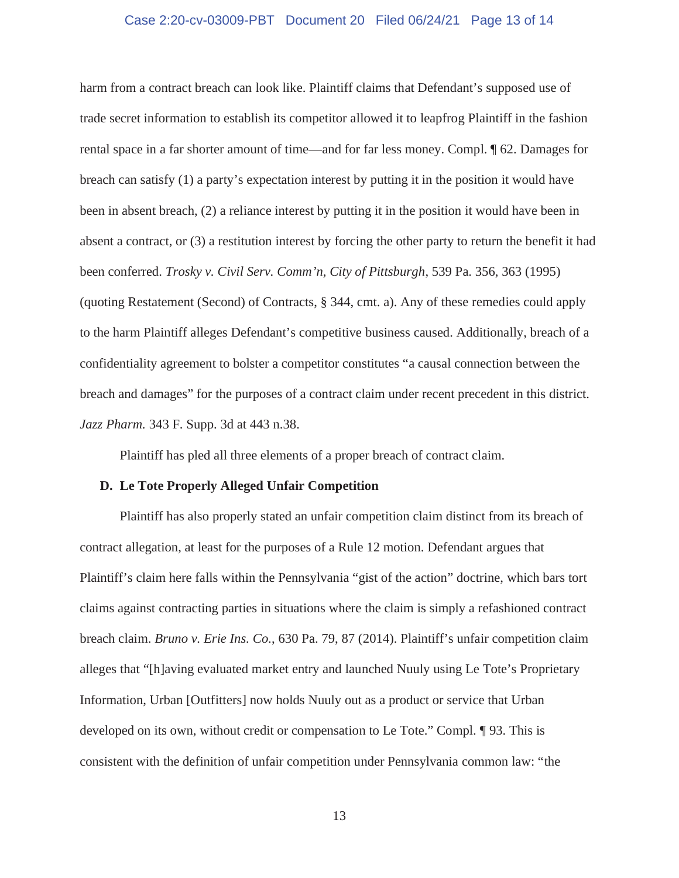harm from a contract breach can look like. Plaintiff claims that Defendant's supposed use of trade secret information to establish its competitor allowed it to leapfrog Plaintiff in the fashion rental space in a far shorter amount of time—and for far less money. Compl. ¶ 62. Damages for breach can satisfy (1) a party's expectation interest by putting it in the position it would have been in absent breach, (2) a reliance interest by putting it in the position it would have been in absent a contract, or (3) a restitution interest by forcing the other party to return the benefit it had been conferred. *Trosky v. Civil Serv. Comm'n, City of Pittsburgh*, 539 Pa. 356, 363 (1995) (quoting Restatement (Second) of Contracts, § 344, cmt. a). Any of these remedies could apply to the harm Plaintiff alleges Defendant's competitive business caused. Additionally, breach of a confidentiality agreement to bolster a competitor constitutes "a causal connection between the breach and damages" for the purposes of a contract claim under recent precedent in this district. *Jazz Pharm.* 343 F. Supp. 3d at 443 n.38.

Plaintiff has pled all three elements of a proper breach of contract claim.

**D. Le Tote Properly Alleged Unfair Competition**

Plaintiff has also properly stated an unfair competition claim distinct from its breach of contract allegation, at least for the purposes of a Rule 12 motion. Defendant argues that Plaintiff's claim here falls within the Pennsylvania "gist of the action" doctrine, which bars tort claims against contracting parties in situations where the claim is simply a refashioned contract breach claim. *Bruno v. Erie Ins. Co.*, 630 Pa. 79, 87 (2014). Plaintiff's unfair competition claim alleges that "[h]aving evaluated market entry and launched Nuuly using Le Tote's Proprietary Information, Urban [Outfitters] now holds Nuuly out as a product or service that Urban developed on its own, without credit or compensation to Le Tote." Compl. ¶ 93. This is consistent with the definition of unfair competition under Pennsylvania common law: "the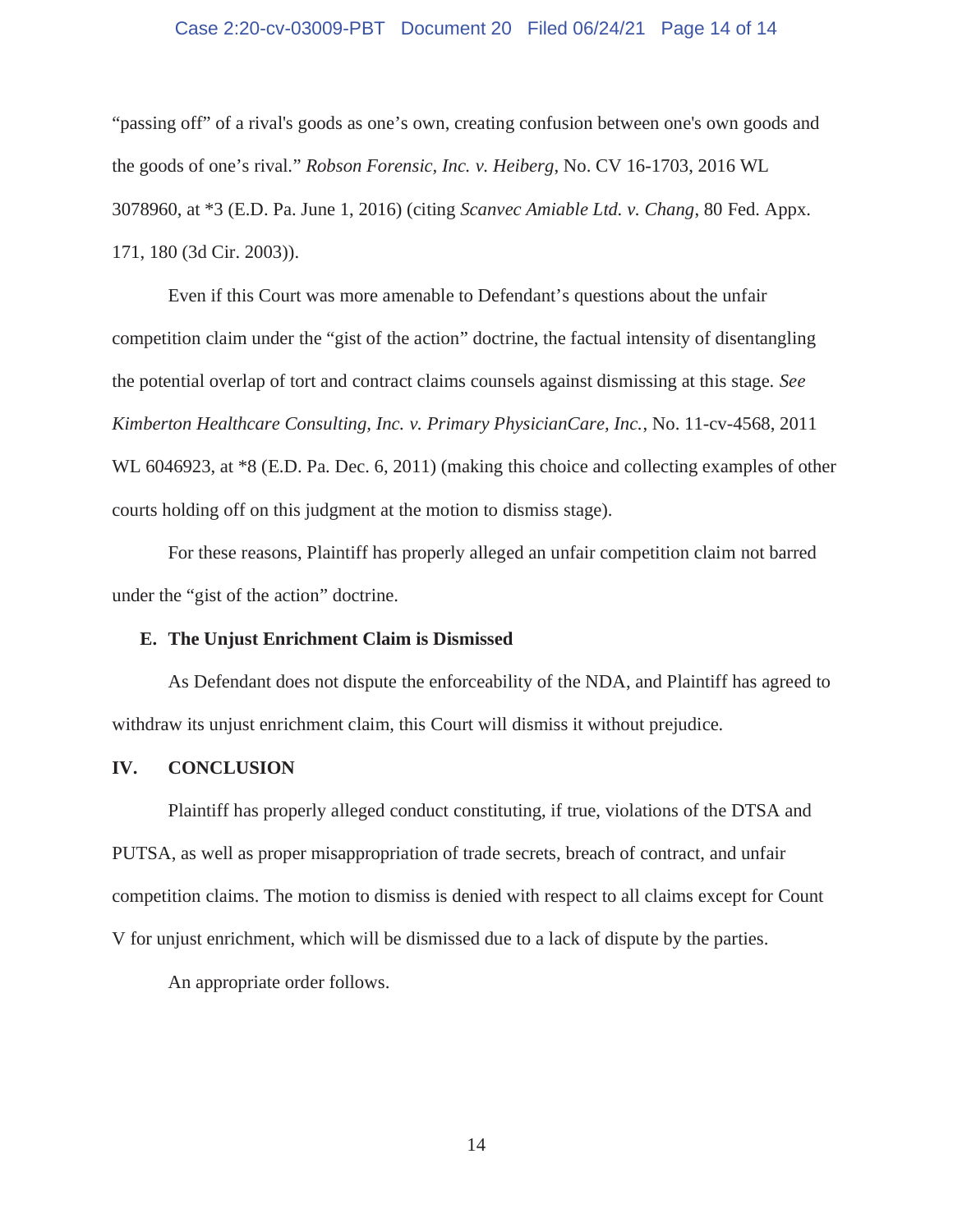"passing off" of a rival's goods as one's own, creating confusion between one's own goods and the goods of one's rival." *Robson Forensic, Inc. v. Heiberg*, No. CV 16-1703, 2016 WL 3078960, at *3 (E.D. Pa. June 1, 2016) (citing *Scanvec Amiable Ltd. v. Chang*, 80 Fed. Appx. 171, 180 (3d Cir. 2003)).

Even if this Court was more amenable to Defendant's questions about the unfair competition claim under the "gist of the action" doctrine, the factual intensity of disentangling the potential overlap of tort and contract claims counsels against dismissing at this stage. *See Kimberton Healthcare Consulting, Inc. v. Primary PhysicianCare, Inc.*, No. 11-cv-4568, 2011 WL 6046923, at *8 (E.D. Pa. Dec. 6, 2011) (making this choice and collecting examples of other courts holding off on this judgment at the motion to dismiss stage).

For these reasons, Plaintiff has properly alleged an unfair competition claim not barred under the "gist of the action" doctrine.

### E. The Unjust Enrichment Claim is Dismissed

As Defendant does not dispute the enforceability of the NDA, and Plaintiff has agreed to withdraw its unjust enrichment claim, this Court will dismiss it without prejudice.

## IV. CONCLUSION

Plaintiff has properly alleged conduct constituting, if true, violations of the DTSA and PUTSA, as well as proper misappropriation of trade secrets, breach of contract, and unfair competition claims. The motion to dismiss is denied with respect to all claims except for Count V for unjust enrichment, which will be dismissed due to a lack of dispute by the parties.

An appropriate order follows.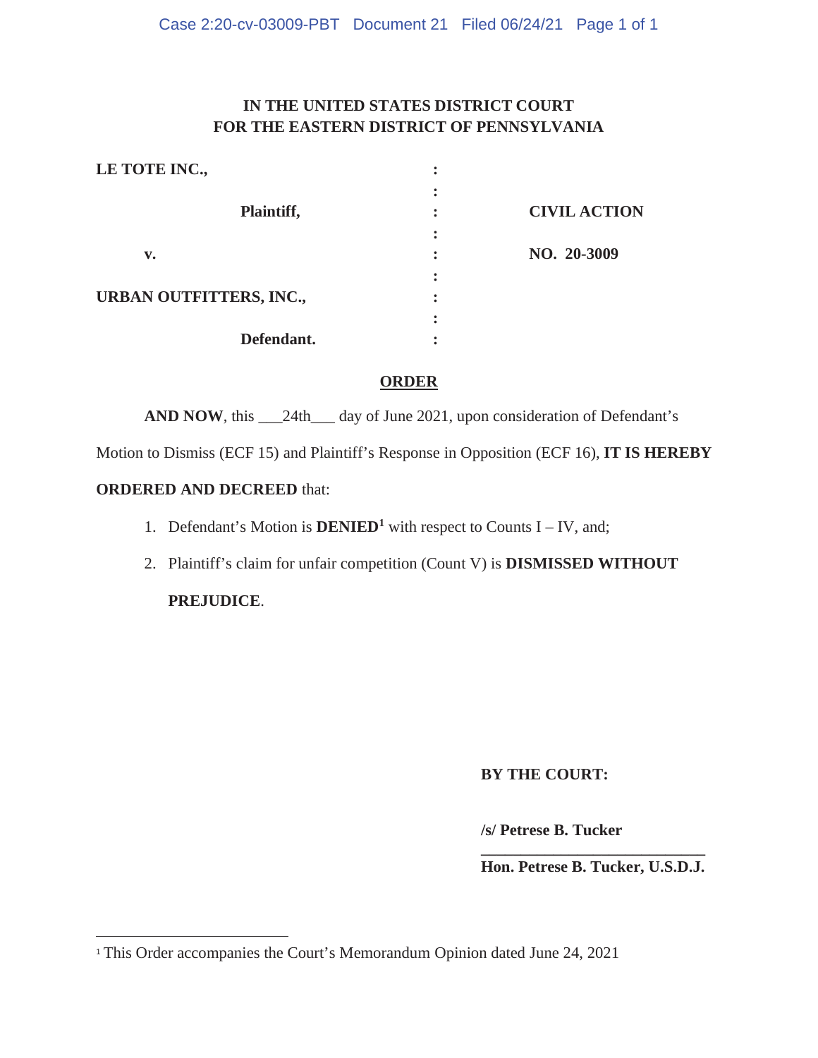**IN THE UNITED STATES DISTRICT COURT**
**FOR THE EASTERN DISTRICT OF PENNSYLVANIA**

| | | |
|---|---|---|
| **LE TOTE INC.,** | : | |
| | : | |
| **Plaintiff,** | : | **CIVIL ACTION** |
| | : | |
| **v.** | : | **NO. 20-3009** |
| | : | |
| **URBAN OUTFITTERS, INC.,** | : | |
| | : | |
| **Defendant.** | : | |

**ORDER**

**AND NOW**, this ___24th___ day of June 2021, upon consideration of Defendant's Motion to Dismiss (ECF 15) and Plaintiff's Response in Opposition (ECF 16), **IT IS HEREBY ORDERED AND DECREED** that:

1. Defendant's Motion is **DENIED**[1] with respect to Counts I – IV, and;
2. Plaintiff's claim for unfair competition (Count V) is **DISMISSED WITHOUT PREJUDICE**.

**BY THE COURT:**

**/s/ Petrese B. Tucker**
______________________________
**Hon. Petrese B. Tucker, U.S.D.J.**

[1] This Order accompanies the Court's Memorandum Opinion dated June 24, 2021